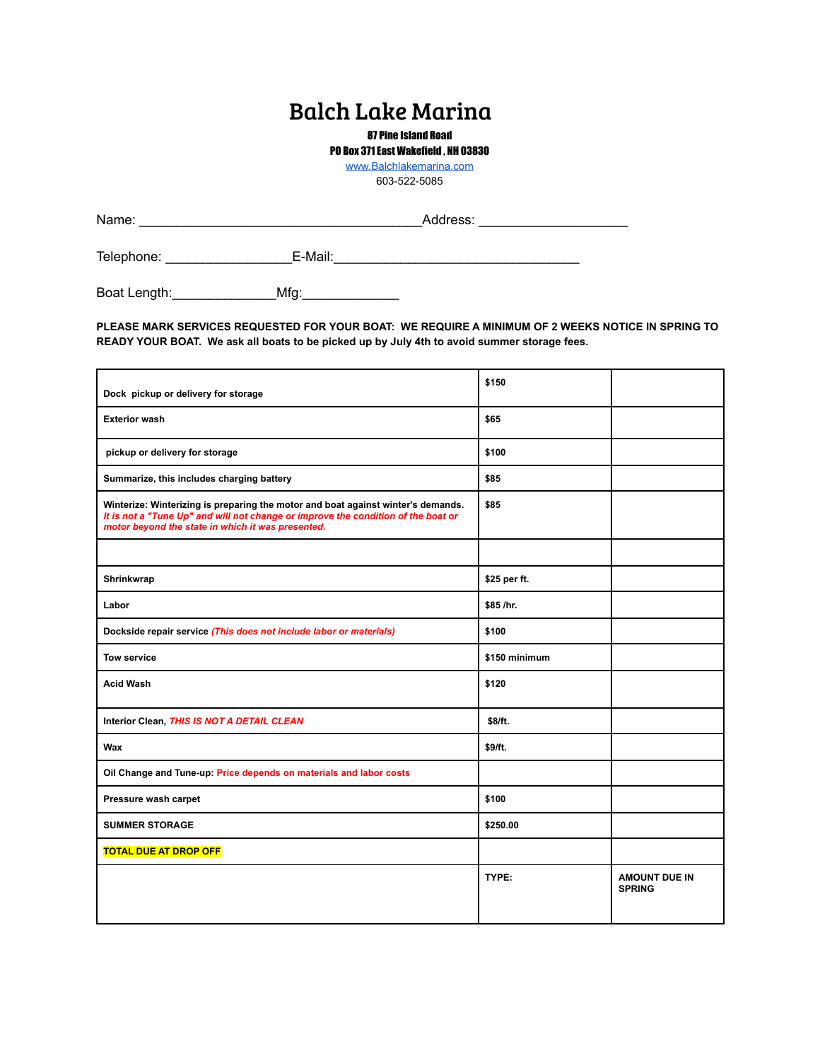# Balch Lake Marina

**87 Pine Island Road**
**PO Box 371 East Wakefield , NH 03830**
[www.Balchlakemarina.com](http://www.Balchlakemarina.com)
603-522-5085

Name: ______________________________________Address: ____________________

Telephone: _________________E-Mail:_________________________________

Boat Length:______________Mfg:_____________

**PLEASE MARK SERVICES REQUESTED FOR YOUR BOAT: WE REQUIRE A MINIMUM OF 2 WEEKS NOTICE IN SPRING TO READY YOUR BOAT. We ask all boats to be picked up by July 4th to avoid summer storage fees.**

| | | |
|---|---|---|
| **Dock pickup or delivery for storage** | **$150** | |
| **Exterior wash** | **$65** | |
| **pickup or delivery for storage** | **$100** | |
| **Summarize, this includes charging battery** | **$85** | |
| **Winterize: Winterizing is preparing the motor and boat against winter's demands.** ***It is not a "Tune Up" and will not change or improve the condition of the boat or motor beyond the state in which it was presented.*** | **$85** | |
| | | |
| **Shrinkwrap** | **$25 per ft.** | |
| **Labor** | **$85 /hr.** | |
| **Dockside repair service** ***(This does not include labor or materials)*** | **$100** | |
| **Tow service** | **$150 minimum** | |
| **Acid Wash** | **$120** | |
| **Interior Clean,** ***THIS IS NOT A DETAIL CLEAN*** | **$8/ft.** | |
| **Wax** | **$9/ft.** | |
| **Oil Change and Tune-up: Price depends on materials and labor costs** | | |
| **Pressure wash carpet** | **$100** | |
| **SUMMER STORAGE** | **$250.00** | |
| **TOTAL DUE AT DROP OFF** | | |
| | **TYPE:** | **AMOUNT DUE IN SPRING** |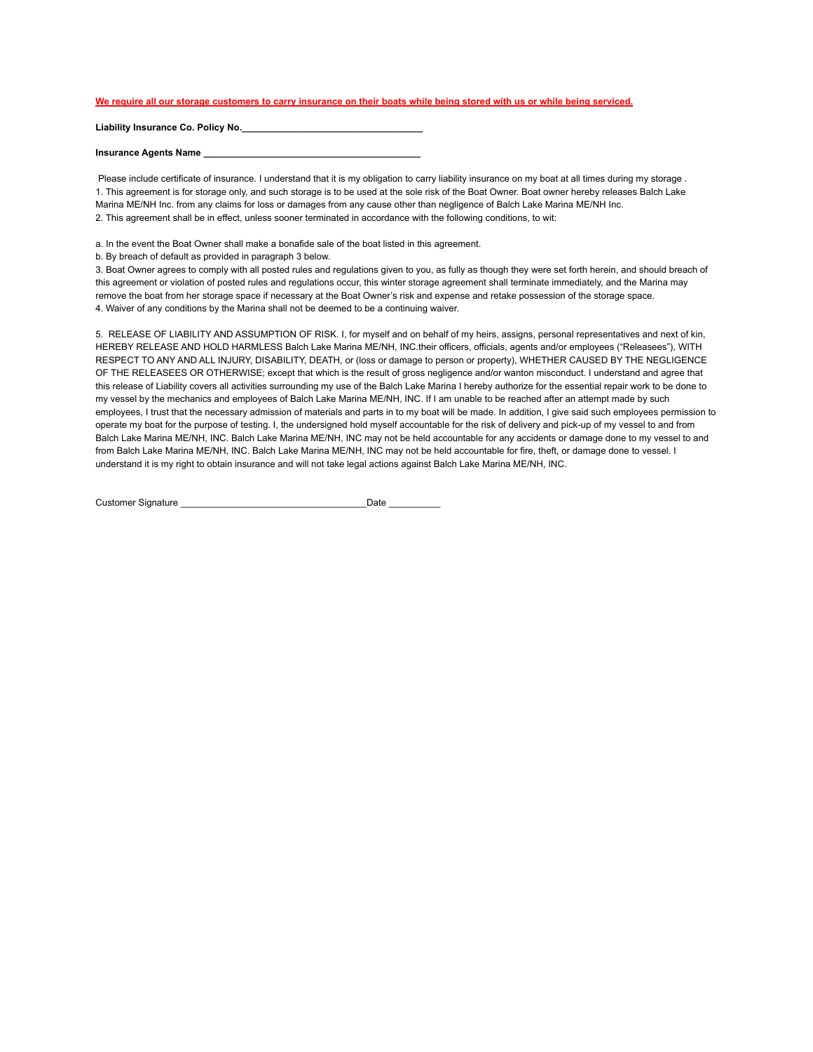**We require all our storage customers to carry insurance on their boats while being stored with us or while being serviced.**

**Liability Insurance Co. Policy No.___________________________________**

**Insurance Agents Name _________________________________________**

Please include certificate of insurance. I understand that it is my obligation to carry liability insurance on my boat at all times during my storage .

1. This agreement is for storage only, and such storage is to be used at the sole risk of the Boat Owner. Boat owner hereby releases Balch Lake Marina ME/NH Inc. from any claims for loss or damages from any cause other than negligence of Balch Lake Marina ME/NH Inc.
2. This agreement shall be in effect, unless sooner terminated in accordance with the following conditions, to wit:

a. In the event the Boat Owner shall make a bonafide sale of the boat listed in this agreement.

b. By breach of default as provided in paragraph 3 below.

3. Boat Owner agrees to comply with all posted rules and regulations given to you, as fully as though they were set forth herein, and should breach of this agreement or violation of posted rules and regulations occur, this winter storage agreement shall terminate immediately, and the Marina may remove the boat from her storage space if necessary at the Boat Owner's risk and expense and retake possession of the storage space.
4. Waiver of any conditions by the Marina shall not be deemed to be a continuing waiver.

5. RELEASE OF LIABILITY AND ASSUMPTION OF RISK. I, for myself and on behalf of my heirs, assigns, personal representatives and next of kin, HEREBY RELEASE AND HOLD HARMLESS Balch Lake Marina ME/NH, INC.their officers, officials, agents and/or employees ("Releasees"), WITH RESPECT TO ANY AND ALL INJURY, DISABILITY, DEATH, or (loss or damage to person or property), WHETHER CAUSED BY THE NEGLIGENCE OF THE RELEASEES OR OTHERWISE; except that which is the result of gross negligence and/or wanton misconduct. I understand and agree that this release of Liability covers all activities surrounding my use of the Balch Lake Marina I hereby authorize for the essential repair work to be done to my vessel by the mechanics and employees of Balch Lake Marina ME/NH, INC. If I am unable to be reached after an attempt made by such employees, I trust that the necessary admission of materials and parts in to my boat will be made. In addition, I give said such employees permission to operate my boat for the purpose of testing. I, the undersigned hold myself accountable for the risk of delivery and pick-up of my vessel to and from Balch Lake Marina ME/NH, INC. Balch Lake Marina ME/NH, INC may not be held accountable for any accidents or damage done to my vessel to and from Balch Lake Marina ME/NH, INC. Balch Lake Marina ME/NH, INC may not be held accountable for fire, theft, or damage done to vessel. I understand it is my right to obtain insurance and will not take legal actions against Balch Lake Marina ME/NH, INC.

Customer Signature ___________________________________Date __________